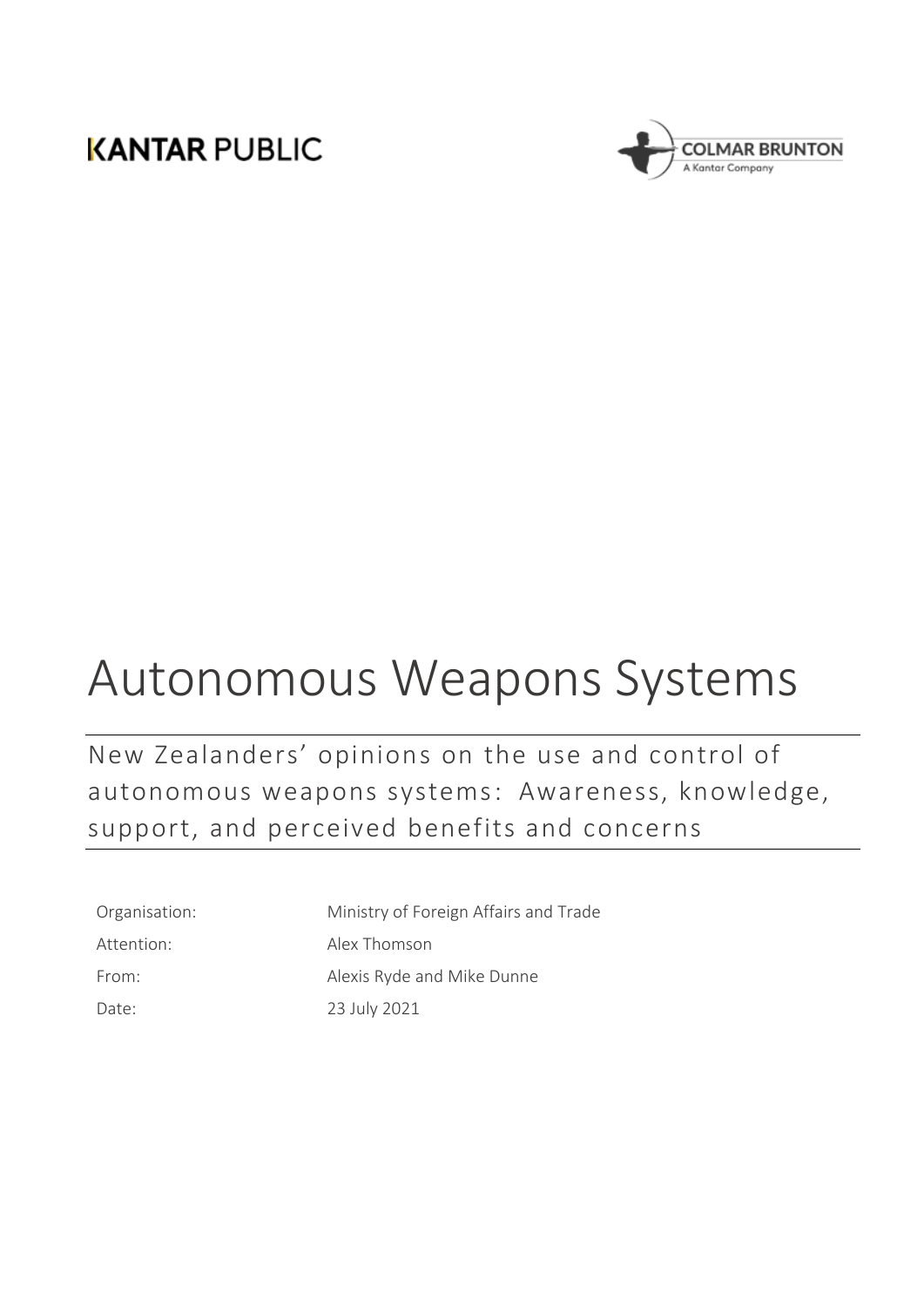KANTAR PUBLIC

COLMAR BRUNTON
A Kantar Company

# Autonomous Weapons Systems

## New Zealanders' opinions on the use and control of autonomous weapons systems: Awareness, knowledge, support, and perceived benefits and concerns

| | |
|---|---|
| Organisation: | Ministry of Foreign Affairs and Trade |
| Attention: | Alex Thomson |
| From: | Alexis Ryde and Mike Dunne |
| Date: | 23 July 2021 |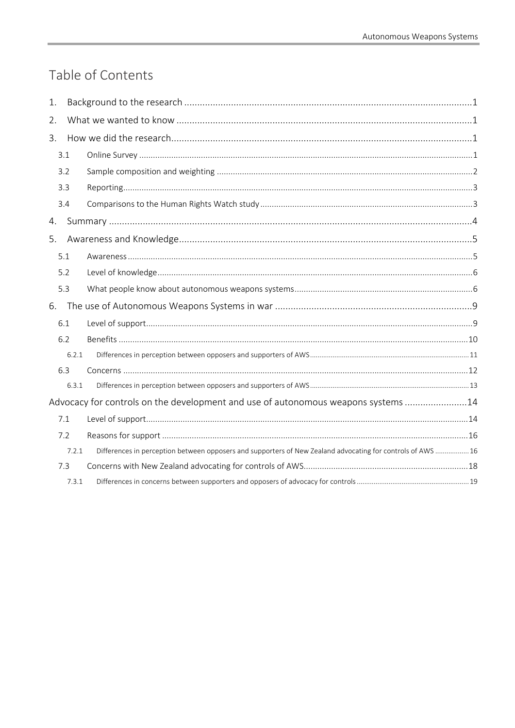# Table of Contents

1. Background to the research ..... 1
2. What we wanted to know ..... 1
3. How we did the research ..... 1
   - 3.1 Online Survey ..... 1
   - 3.2 Sample composition and weighting ..... 2
   - 3.3 Reporting ..... 3
   - 3.4 Comparisons to the Human Rights Watch study ..... 3
4. Summary ..... 4
5. Awareness and Knowledge ..... 5
   - 5.1 Awareness ..... 5
   - 5.2 Level of knowledge ..... 6
   - 5.3 What people know about autonomous weapons systems ..... 6
6. The use of Autonomous Weapons Systems in war ..... 9
   - 6.1 Level of support ..... 9
   - 6.2 Benefits ..... 10
     - 6.2.1 Differences in perception between opposers and supporters of AWS ..... 11
   - 6.3 Concerns ..... 12
     - 6.3.1 Differences in perception between opposers and supporters of AWS ..... 13

Advocacy for controls on the development and use of autonomous weapons systems ..... 14
   - 7.1 Level of support ..... 14
   - 7.2 Reasons for support ..... 16
     - 7.2.1 Differences in perception between opposers and supporters of New Zealand advocating for controls of AWS ..... 16
   - 7.3 Concerns with New Zealand advocating for controls of AWS ..... 18
     - 7.3.1 Differences in concerns between supporters and opposers of advocacy for controls ..... 19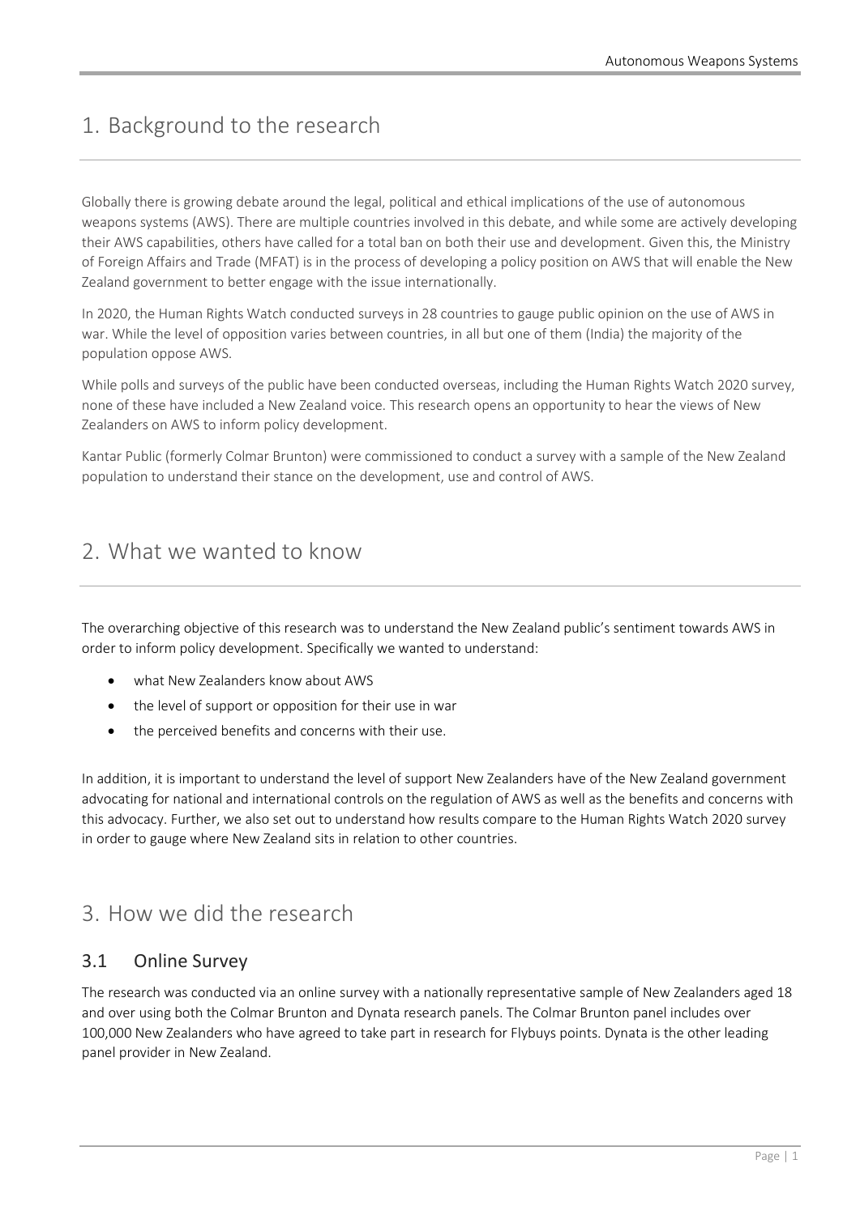# 1. Background to the research

Globally there is growing debate around the legal, political and ethical implications of the use of autonomous weapons systems (AWS). There are multiple countries involved in this debate, and while some are actively developing their AWS capabilities, others have called for a total ban on both their use and development. Given this, the Ministry of Foreign Affairs and Trade (MFAT) is in the process of developing a policy position on AWS that will enable the New Zealand government to better engage with the issue internationally.

In 2020, the Human Rights Watch conducted surveys in 28 countries to gauge public opinion on the use of AWS in war. While the level of opposition varies between countries, in all but one of them (India) the majority of the population oppose AWS.

While polls and surveys of the public have been conducted overseas, including the Human Rights Watch 2020 survey, none of these have included a New Zealand voice. This research opens an opportunity to hear the views of New Zealanders on AWS to inform policy development.

Kantar Public (formerly Colmar Brunton) were commissioned to conduct a survey with a sample of the New Zealand population to understand their stance on the development, use and control of AWS.

# 2. What we wanted to know

The overarching objective of this research was to understand the New Zealand public's sentiment towards AWS in order to inform policy development. Specifically we wanted to understand:

- what New Zealanders know about AWS
- the level of support or opposition for their use in war
- the perceived benefits and concerns with their use.

In addition, it is important to understand the level of support New Zealanders have of the New Zealand government advocating for national and international controls on the regulation of AWS as well as the benefits and concerns with this advocacy. Further, we also set out to understand how results compare to the Human Rights Watch 2020 survey in order to gauge where New Zealand sits in relation to other countries.

# 3. How we did the research

## 3.1 Online Survey

The research was conducted via an online survey with a nationally representative sample of New Zealanders aged 18 and over using both the Colmar Brunton and Dynata research panels. The Colmar Brunton panel includes over 100,000 New Zealanders who have agreed to take part in research for Flybuys points. Dynata is the other leading panel provider in New Zealand.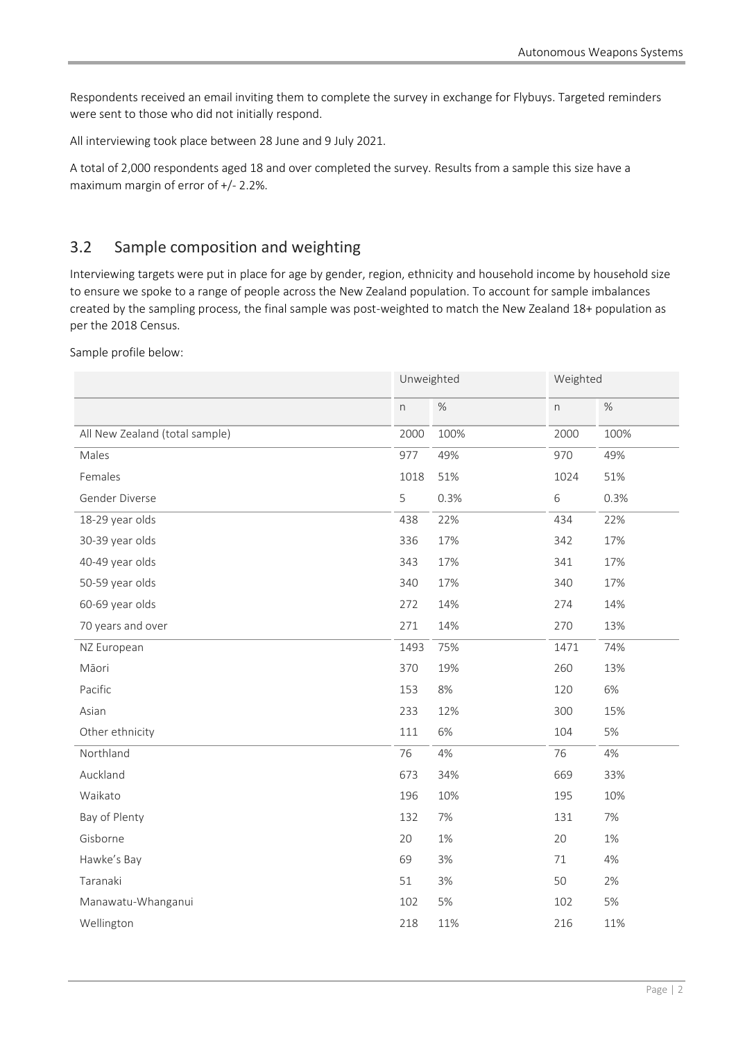Respondents received an email inviting them to complete the survey in exchange for Flybuys. Targeted reminders were sent to those who did not initially respond.

All interviewing took place between 28 June and 9 July 2021.

A total of 2,000 respondents aged 18 and over completed the survey. Results from a sample this size have a maximum margin of error of +/- 2.2%.

## 3.2 Sample composition and weighting

Interviewing targets were put in place for age by gender, region, ethnicity and household income by household size to ensure we spoke to a range of people across the New Zealand population. To account for sample imbalances created by the sampling process, the final sample was post-weighted to match the New Zealand 18+ population as per the 2018 Census.

Sample profile below:

| | Unweighted | | Weighted | |
|---|---|---|---|---|
| | n | % | n | % |
| All New Zealand (total sample) | 2000 | 100% | 2000 | 100% |
| Males | 977 | 49% | 970 | 49% |
| Females | 1018 | 51% | 1024 | 51% |
| Gender Diverse | 5 | 0.3% | 6 | 0.3% |
| 18-29 year olds | 438 | 22% | 434 | 22% |
| 30-39 year olds | 336 | 17% | 342 | 17% |
| 40-49 year olds | 343 | 17% | 341 | 17% |
| 50-59 year olds | 340 | 17% | 340 | 17% |
| 60-69 year olds | 272 | 14% | 274 | 14% |
| 70 years and over | 271 | 14% | 270 | 13% |
| NZ European | 1493 | 75% | 1471 | 74% |
| Māori | 370 | 19% | 260 | 13% |
| Pacific | 153 | 8% | 120 | 6% |
| Asian | 233 | 12% | 300 | 15% |
| Other ethnicity | 111 | 6% | 104 | 5% |
| Northland | 76 | 4% | 76 | 4% |
| Auckland | 673 | 34% | 669 | 33% |
| Waikato | 196 | 10% | 195 | 10% |
| Bay of Plenty | 132 | 7% | 131 | 7% |
| Gisborne | 20 | 1% | 20 | 1% |
| Hawke's Bay | 69 | 3% | 71 | 4% |
| Taranaki | 51 | 3% | 50 | 2% |
| Manawatu-Whanganui | 102 | 5% | 102 | 5% |
| Wellington | 218 | 11% | 216 | 11% |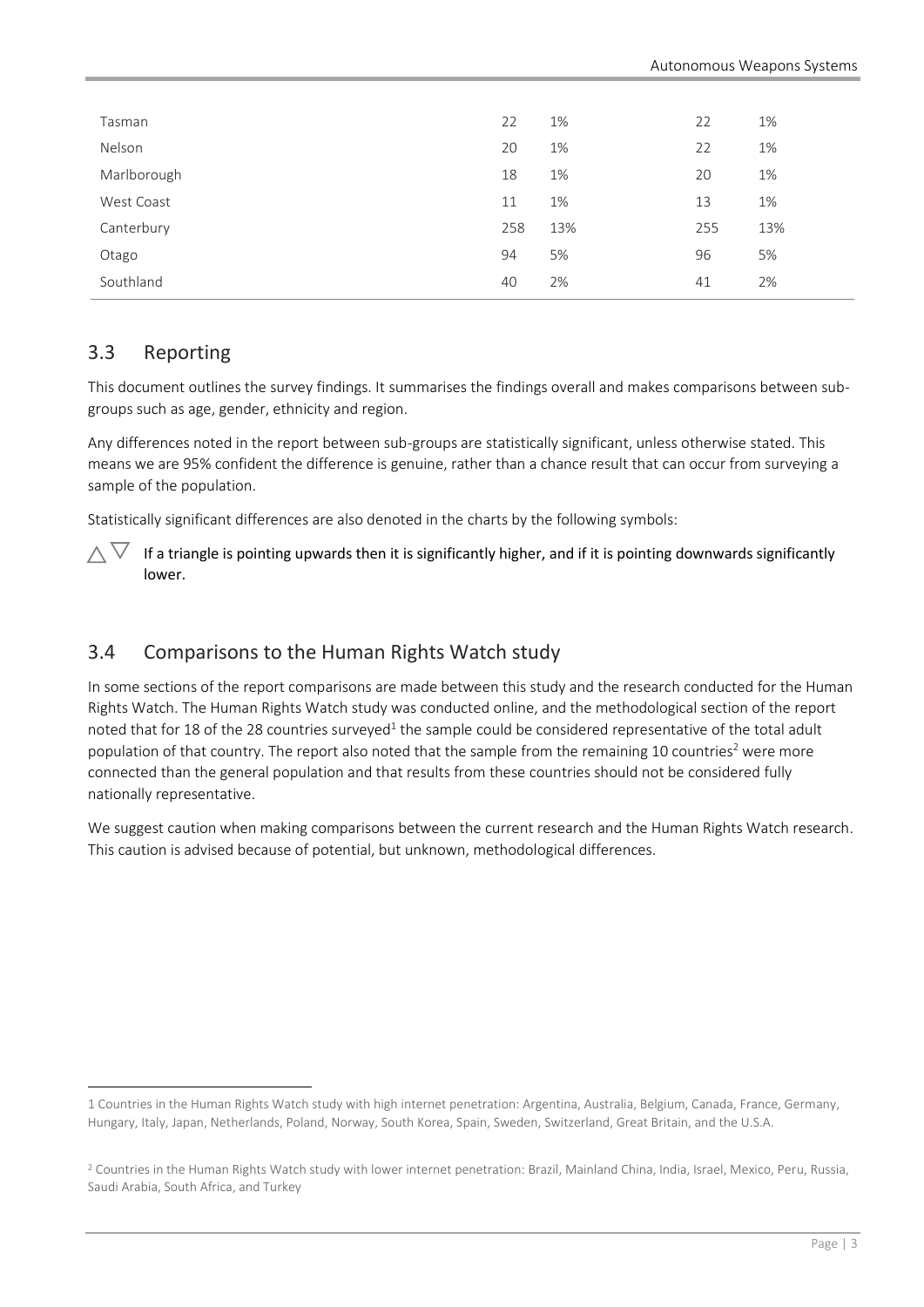| | | | | |
|---|---|---|---|---|
| Tasman | 22 | 1% | 22 | 1% |
| Nelson | 20 | 1% | 22 | 1% |
| Marlborough | 18 | 1% | 20 | 1% |
| West Coast | 11 | 1% | 13 | 1% |
| Canterbury | 258 | 13% | 255 | 13% |
| Otago | 94 | 5% | 96 | 5% |
| Southland | 40 | 2% | 41 | 2% |

## 3.3 Reporting

This document outlines the survey findings. It summarises the findings overall and makes comparisons between sub-groups such as age, gender, ethnicity and region.

Any differences noted in the report between sub-groups are statistically significant, unless otherwise stated. This means we are 95% confident the difference is genuine, rather than a chance result that can occur from surveying a sample of the population.

Statistically significant differences are also denoted in the charts by the following symbols:

△ ▽ If a triangle is pointing upwards then it is significantly higher, and if it is pointing downwards significantly lower.

## 3.4 Comparisons to the Human Rights Watch study

In some sections of the report comparisons are made between this study and the research conducted for the Human Rights Watch. The Human Rights Watch study was conducted online, and the methodological section of the report noted that for 18 of the 28 countries surveyed[1] the sample could be considered representative of the total adult population of that country. The report also noted that the sample from the remaining 10 countries[2] were more connected than the general population and that results from these countries should not be considered fully nationally representative.

We suggest caution when making comparisons between the current research and the Human Rights Watch research. This caution is advised because of potential, but unknown, methodological differences.

---

1 Countries in the Human Rights Watch study with high internet penetration: Argentina, Australia, Belgium, Canada, France, Germany, Hungary, Italy, Japan, Netherlands, Poland, Norway, South Korea, Spain, Sweden, Switzerland, Great Britain, and the U.S.A.

2 Countries in the Human Rights Watch study with lower internet penetration: Brazil, Mainland China, India, Israel, Mexico, Peru, Russia, Saudi Arabia, South Africa, and Turkey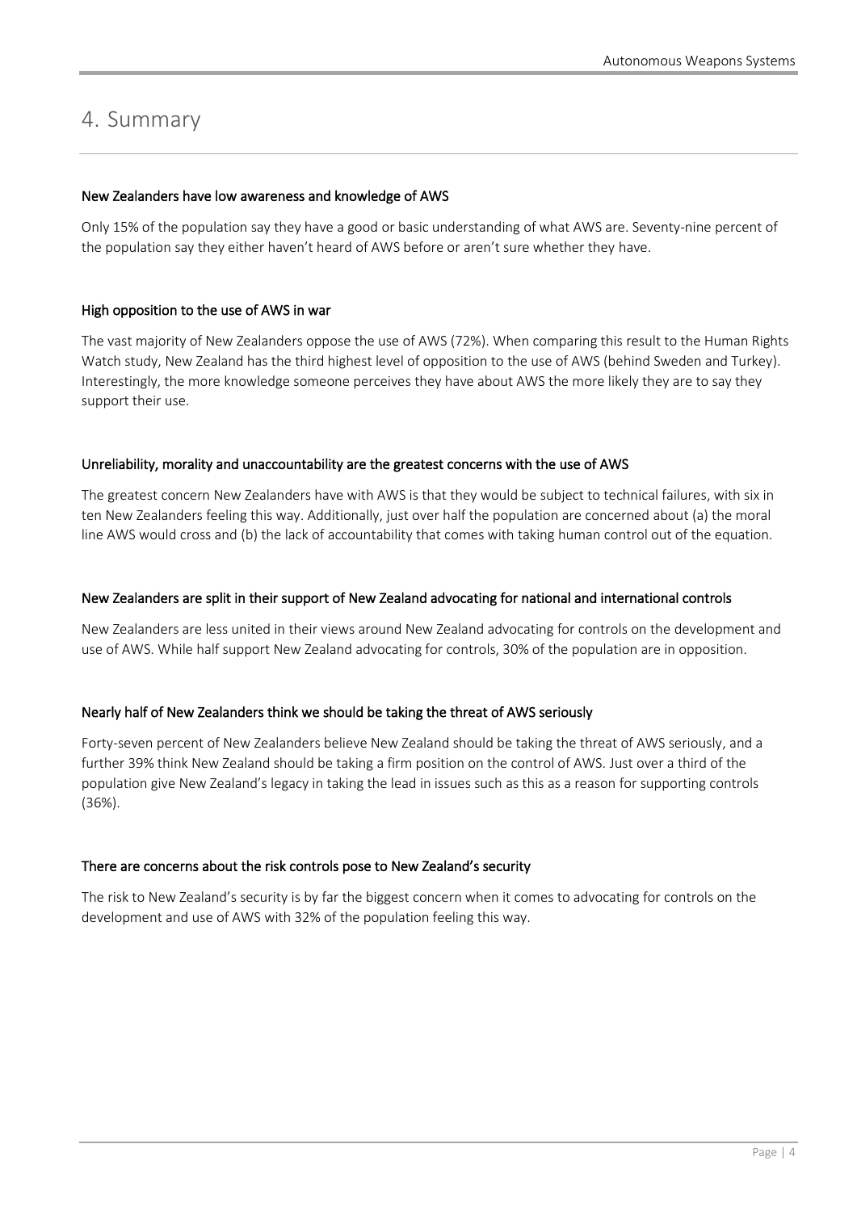# 4. Summary

### New Zealanders have low awareness and knowledge of AWS

Only 15% of the population say they have a good or basic understanding of what AWS are. Seventy-nine percent of the population say they either haven't heard of AWS before or aren't sure whether they have.

### High opposition to the use of AWS in war

The vast majority of New Zealanders oppose the use of AWS (72%). When comparing this result to the Human Rights Watch study, New Zealand has the third highest level of opposition to the use of AWS (behind Sweden and Turkey). Interestingly, the more knowledge someone perceives they have about AWS the more likely they are to say they support their use.

### Unreliability, morality and unaccountability are the greatest concerns with the use of AWS

The greatest concern New Zealanders have with AWS is that they would be subject to technical failures, with six in ten New Zealanders feeling this way. Additionally, just over half the population are concerned about (a) the moral line AWS would cross and (b) the lack of accountability that comes with taking human control out of the equation.

### New Zealanders are split in their support of New Zealand advocating for national and international controls

New Zealanders are less united in their views around New Zealand advocating for controls on the development and use of AWS. While half support New Zealand advocating for controls, 30% of the population are in opposition.

### Nearly half of New Zealanders think we should be taking the threat of AWS seriously

Forty-seven percent of New Zealanders believe New Zealand should be taking the threat of AWS seriously, and a further 39% think New Zealand should be taking a firm position on the control of AWS. Just over a third of the population give New Zealand's legacy in taking the lead in issues such as this as a reason for supporting controls (36%).

### There are concerns about the risk controls pose to New Zealand's security

The risk to New Zealand's security is by far the biggest concern when it comes to advocating for controls on the development and use of AWS with 32% of the population feeling this way.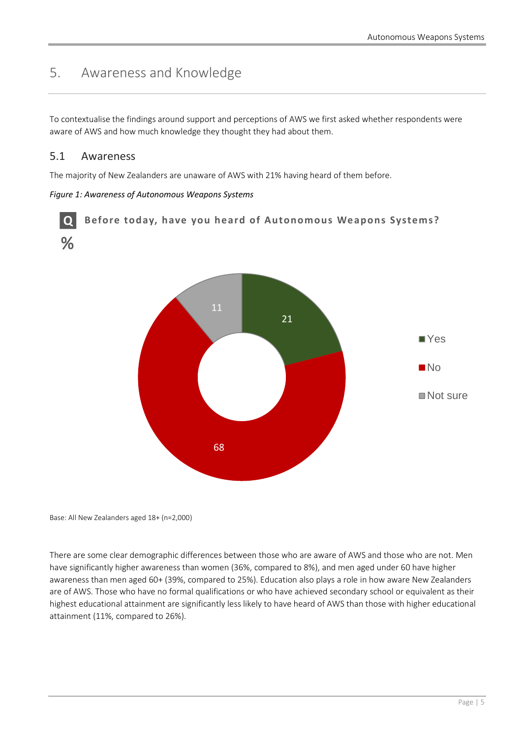## 5. Awareness and Knowledge

To contextualise the findings around support and perceptions of AWS we first asked whether respondents were aware of AWS and how much knowledge they thought they had about them.

### 5.1 Awareness

The majority of New Zealanders are unaware of AWS with 21% having heard of them before.

*Figure 1: Awareness of Autonomous Weapons Systems*

**Q Before today, have you heard of Autonomous Weapons Systems?**

%

| Response | % |
|---|---|
| Yes | 21 |
| No | 68 |
| Not sure | 11 |

Base: All New Zealanders aged 18+ (n=2,000)

There are some clear demographic differences between those who are aware of AWS and those who are not. Men have significantly higher awareness than women (36%, compared to 8%), and men aged under 60 have higher awareness than men aged 60+ (39%, compared to 25%). Education also plays a role in how aware New Zealanders are of AWS. Those who have no formal qualifications or who have achieved secondary school or equivalent as their highest educational attainment are significantly less likely to have heard of AWS than those with higher educational attainment (11%, compared to 26%).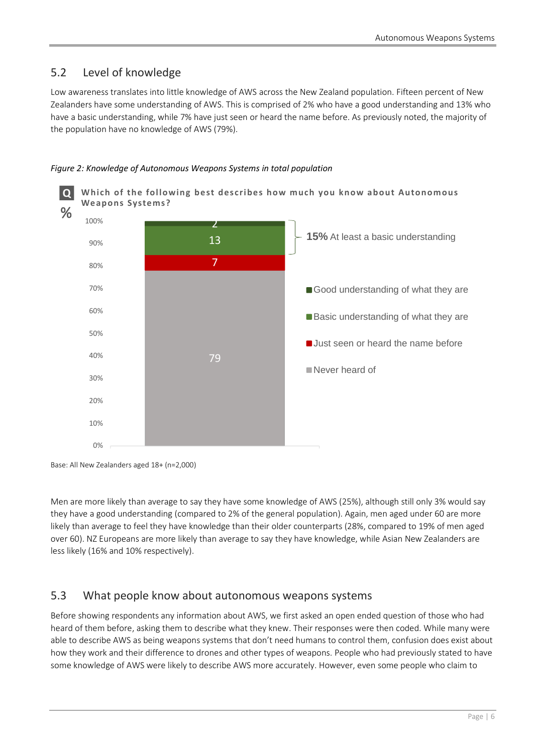## 5.2 Level of knowledge

Low awareness translates into little knowledge of AWS across the New Zealand population. Fifteen percent of New Zealanders have some understanding of AWS. This is comprised of 2% who have a good understanding and 13% who have a basic understanding, while 7% have just seen or heard the name before. As previously noted, the majority of the population have no knowledge of AWS (79%).

*Figure 2: Knowledge of Autonomous Weapons Systems in total population*

**Q** Which of the following best describes how much you know about Autonomous Weapons Systems?

| % | Total population |
|---|---|
| Good understanding of what they are | 2 |
| Basic understanding of what they are | 13 |
| Just seen or heard the name before | 7 |
| Never heard of | 79 |

**15%** At least a basic understanding

Base: All New Zealanders aged 18+ (n=2,000)

Men are more likely than average to say they have some knowledge of AWS (25%), although still only 3% would say they have a good understanding (compared to 2% of the general population). Again, men aged under 60 are more likely than average to feel they have knowledge than their older counterparts (28%, compared to 19% of men aged over 60). NZ Europeans are more likely than average to say they have knowledge, while Asian New Zealanders are less likely (16% and 10% respectively).

## 5.3 What people know about autonomous weapons systems

Before showing respondents any information about AWS, we first asked an open ended question of those who had heard of them before, asking them to describe what they knew. Their responses were then coded. While many were able to describe AWS as being weapons systems that don't need humans to control them, confusion does exist about how they work and their difference to drones and other types of weapons. People who had previously stated to have some knowledge of AWS were likely to describe AWS more accurately. However, even some people who claim to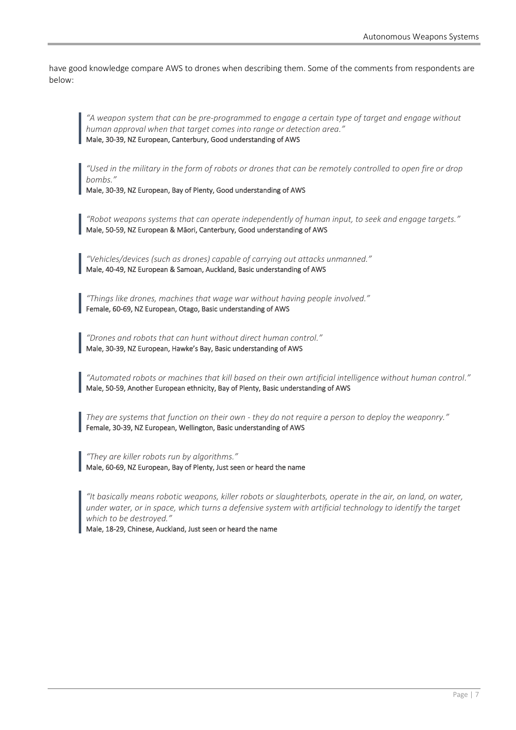have good knowledge compare AWS to drones when describing them. Some of the comments from respondents are below:

> *"A weapon system that can be pre-programmed to engage a certain type of target and engage without human approval when that target comes into range or detection area."*
> Male, 30-39, NZ European, Canterbury, Good understanding of AWS

> *"Used in the military in the form of robots or drones that can be remotely controlled to open fire or drop bombs."*
> Male, 30-39, NZ European, Bay of Plenty, Good understanding of AWS

> *"Robot weapons systems that can operate independently of human input, to seek and engage targets."*
> Male, 50-59, NZ European & Māori, Canterbury, Good understanding of AWS

> *"Vehicles/devices (such as drones) capable of carrying out attacks unmanned."*
> Male, 40-49, NZ European & Samoan, Auckland, Basic understanding of AWS

> *"Things like drones, machines that wage war without having people involved."*
> Female, 60-69, NZ European, Otago, Basic understanding of AWS

> *"Drones and robots that can hunt without direct human control."*
> Male, 30-39, NZ European, Hawke's Bay, Basic understanding of AWS

> *"Automated robots or machines that kill based on their own artificial intelligence without human control."*
> Male, 50-59, Another European ethnicity, Bay of Plenty, Basic understanding of AWS

> *They are systems that function on their own - they do not require a person to deploy the weaponry."*
> Female, 30-39, NZ European, Wellington, Basic understanding of AWS

> *"They are killer robots run by algorithms."*
> Male, 60-69, NZ European, Bay of Plenty, Just seen or heard the name

> *"It basically means robotic weapons, killer robots or slaughterbots, operate in the air, on land, on water, under water, or in space, which turns a defensive system with artificial technology to identify the target which to be destroyed."*
> Male, 18-29, Chinese, Auckland, Just seen or heard the name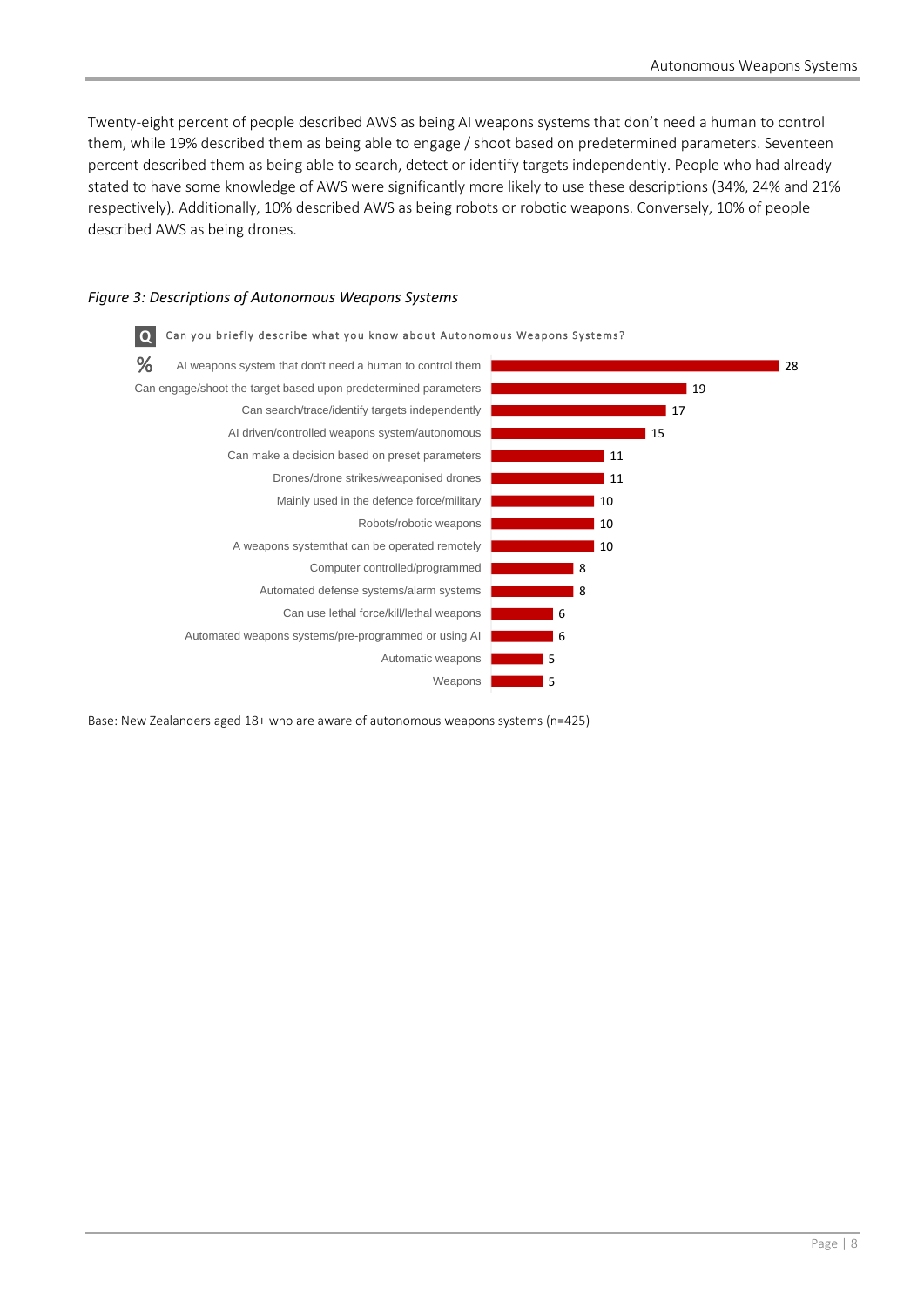Twenty-eight percent of people described AWS as being AI weapons systems that don't need a human to control them, while 19% described them as being able to engage / shoot based on predetermined parameters. Seventeen percent described them as being able to search, detect or identify targets independently. People who had already stated to have some knowledge of AWS were significantly more likely to use these descriptions (34%, 24% and 21% respectively). Additionally, 10% described AWS as being robots or robotic weapons. Conversely, 10% of people described AWS as being drones.

*Figure 3: Descriptions of Autonomous Weapons Systems*

**Q** Can you briefly describe what you know about Autonomous Weapons Systems?

| Description | % |
| --- | --- |
| AI weapons system that don't need a human to control them | 28 |
| Can engage/shoot the target based upon predetermined parameters | 19 |
| Can search/trace/identify targets independently | 17 |
| AI driven/controlled weapons system/autonomous | 15 |
| Can make a decision based on preset parameters | 11 |
| Drones/drone strikes/weaponised drones | 11 |
| Mainly used in the defence force/military | 10 |
| Robots/robotic weapons | 10 |
| A weapons systemthat can be operated remotely | 10 |
| Computer controlled/programmed | 8 |
| Automated defense systems/alarm systems | 8 |
| Can use lethal force/kill/lethal weapons | 6 |
| Automated weapons systems/pre-programmed or using AI | 6 |
| Automatic weapons | 5 |
| Weapons | 5 |

Base: New Zealanders aged 18+ who are aware of autonomous weapons systems (n=425)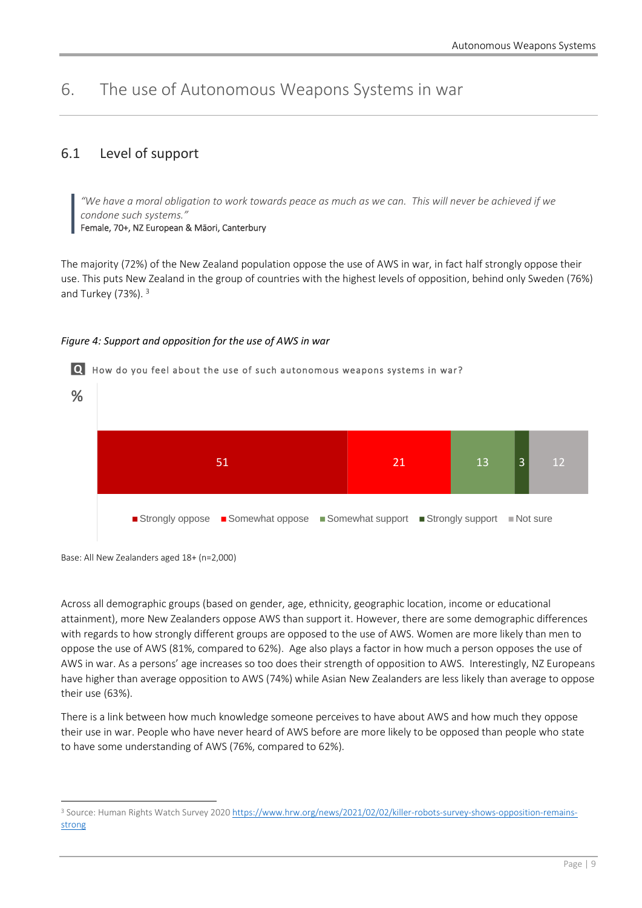# 6. The use of Autonomous Weapons Systems in war

## 6.1 Level of support

> *"We have a moral obligation to work towards peace as much as we can. This will never be achieved if we condone such systems."*
> Female, 70+, NZ European & Māori, Canterbury

The majority (72%) of the New Zealand population oppose the use of AWS in war, in fact half strongly oppose their use. This puts New Zealand in the group of countries with the highest levels of opposition, behind only Sweden (76%) and Turkey (73%). [3]

*Figure 4: Support and opposition for the use of AWS in war*

Q How do you feel about the use of such autonomous weapons systems in war?

| % | Strongly oppose | Somewhat oppose | Somewhat support | Strongly support | Not sure |
|---|---|---|---|---|---|
| | 51 | 21 | 13 | 3 | 12 |

Base: All New Zealanders aged 18+ (n=2,000)

Across all demographic groups (based on gender, age, ethnicity, geographic location, income or educational attainment), more New Zealanders oppose AWS than support it. However, there are some demographic differences with regards to how strongly different groups are opposed to the use of AWS. Women are more likely than men to oppose the use of AWS (81%, compared to 62%). Age also plays a factor in how much a person opposes the use of AWS in war. As a persons' age increases so too does their strength of opposition to AWS. Interestingly, NZ Europeans have higher than average opposition to AWS (74%) while Asian New Zealanders are less likely than average to oppose their use (63%).

There is a link between how much knowledge someone perceives to have about AWS and how much they oppose their use in war. People who have never heard of AWS before are more likely to be opposed than people who state to have some understanding of AWS (76%, compared to 62%).

---

[3] Source: Human Rights Watch Survey 2020 https://www.hrw.org/news/2021/02/02/killer-robots-survey-shows-opposition-remains-strong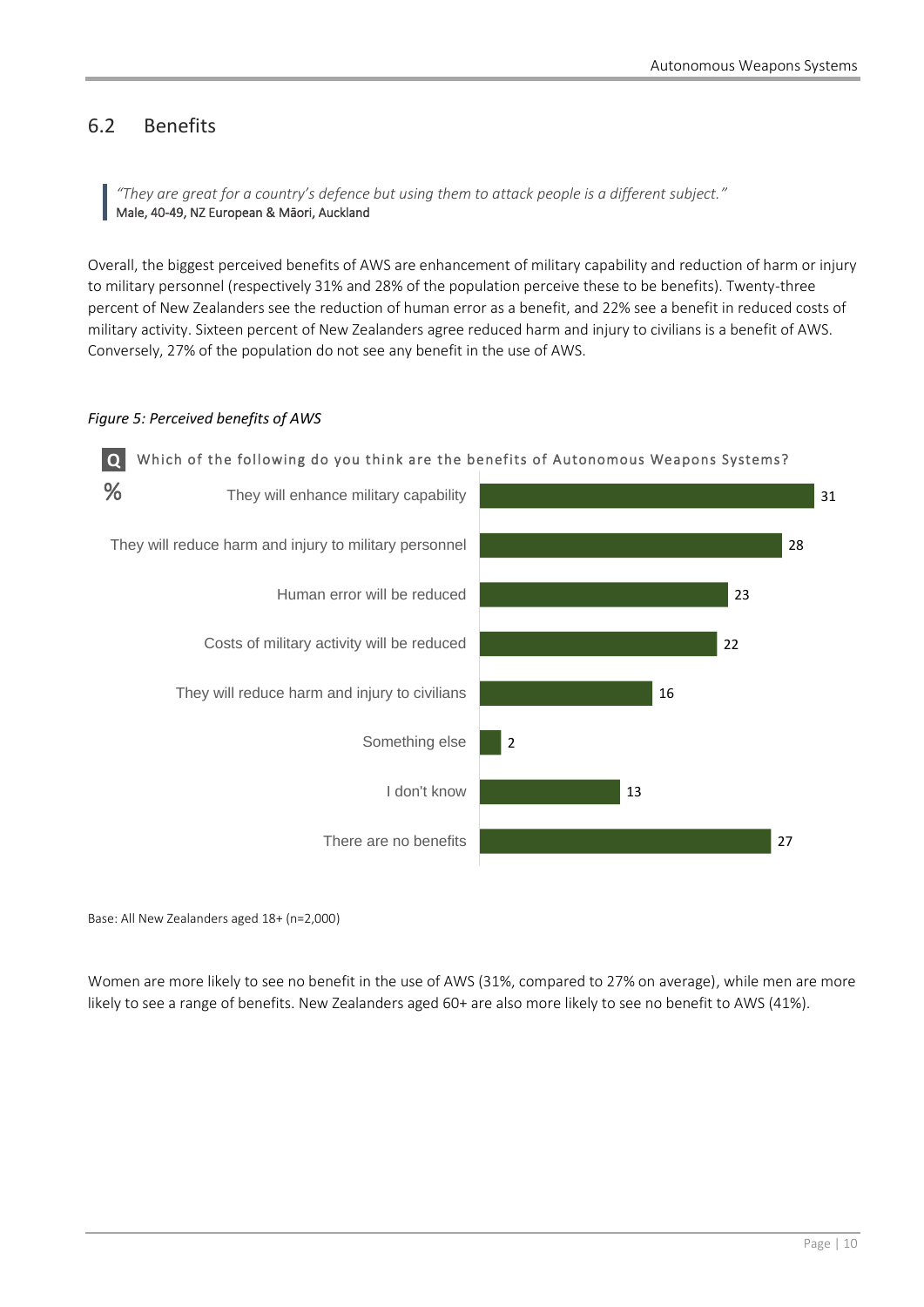## 6.2 Benefits

> *"They are great for a country's defence but using them to attack people is a different subject."*
> Male, 40-49, NZ European & Māori, Auckland

Overall, the biggest perceived benefits of AWS are enhancement of military capability and reduction of harm or injury to military personnel (respectively 31% and 28% of the population perceive these to be benefits). Twenty-three percent of New Zealanders see the reduction of human error as a benefit, and 22% see a benefit in reduced costs of military activity. Sixteen percent of New Zealanders agree reduced harm and injury to civilians is a benefit of AWS. Conversely, 27% of the population do not see any benefit in the use of AWS.

*Figure 5: Perceived benefits of AWS*

**Q** Which of the following do you think are the benefits of Autonomous Weapons Systems?

| Benefit | % |
|---|---|
| They will enhance military capability | 31 |
| They will reduce harm and injury to military personnel | 28 |
| Human error will be reduced | 23 |
| Costs of military activity will be reduced | 22 |
| They will reduce harm and injury to civilians | 16 |
| Something else | 2 |
| I don't know | 13 |
| There are no benefits | 27 |

Base: All New Zealanders aged 18+ (n=2,000)

Women are more likely to see no benefit in the use of AWS (31%, compared to 27% on average), while men are more likely to see a range of benefits. New Zealanders aged 60+ are also more likely to see no benefit to AWS (41%).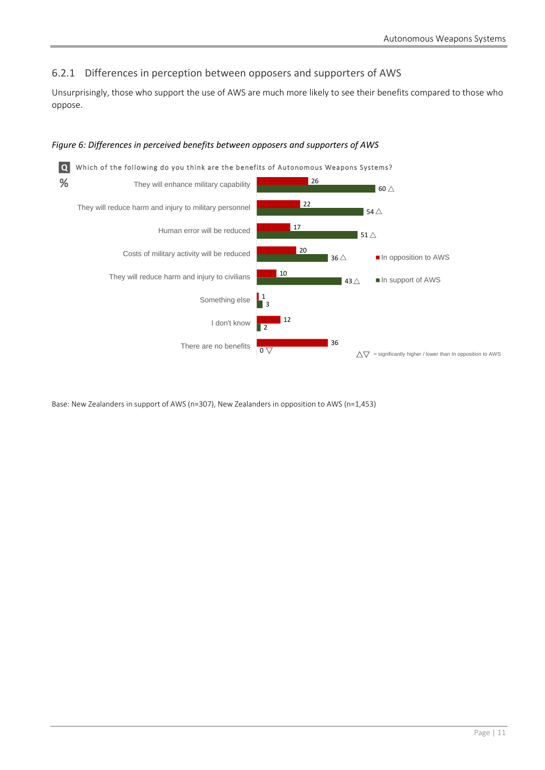### 6.2.1 Differences in perception between opposers and supporters of AWS

Unsurprisingly, those who support the use of AWS are much more likely to see their benefits compared to those who oppose.

*Figure 6: Differences in perceived benefits between opposers and supporters of AWS*

Q Which of the following do you think are the benefits of Autonomous Weapons Systems?

| % | In opposition to AWS | In support of AWS |
|---|---|---|
| They will enhance military capability | 26 | 60 △ |
| They will reduce harm and injury to military personnel | 22 | 54 △ |
| Human error will be reduced | 17 | 51 △ |
| Costs of military activity will be reduced | 20 | 36 △ |
| They will reduce harm and injury to civilians | 10 | 43 △ |
| Something else | 1 | 3 |
| I don't know | 12 | 2 |
| There are no benefits | 36 | 0 ▽ |

△▽ = significantly higher / lower than In opposition to AWS

Base: New Zealanders in support of AWS (n=307), New Zealanders in opposition to AWS (n=1,453)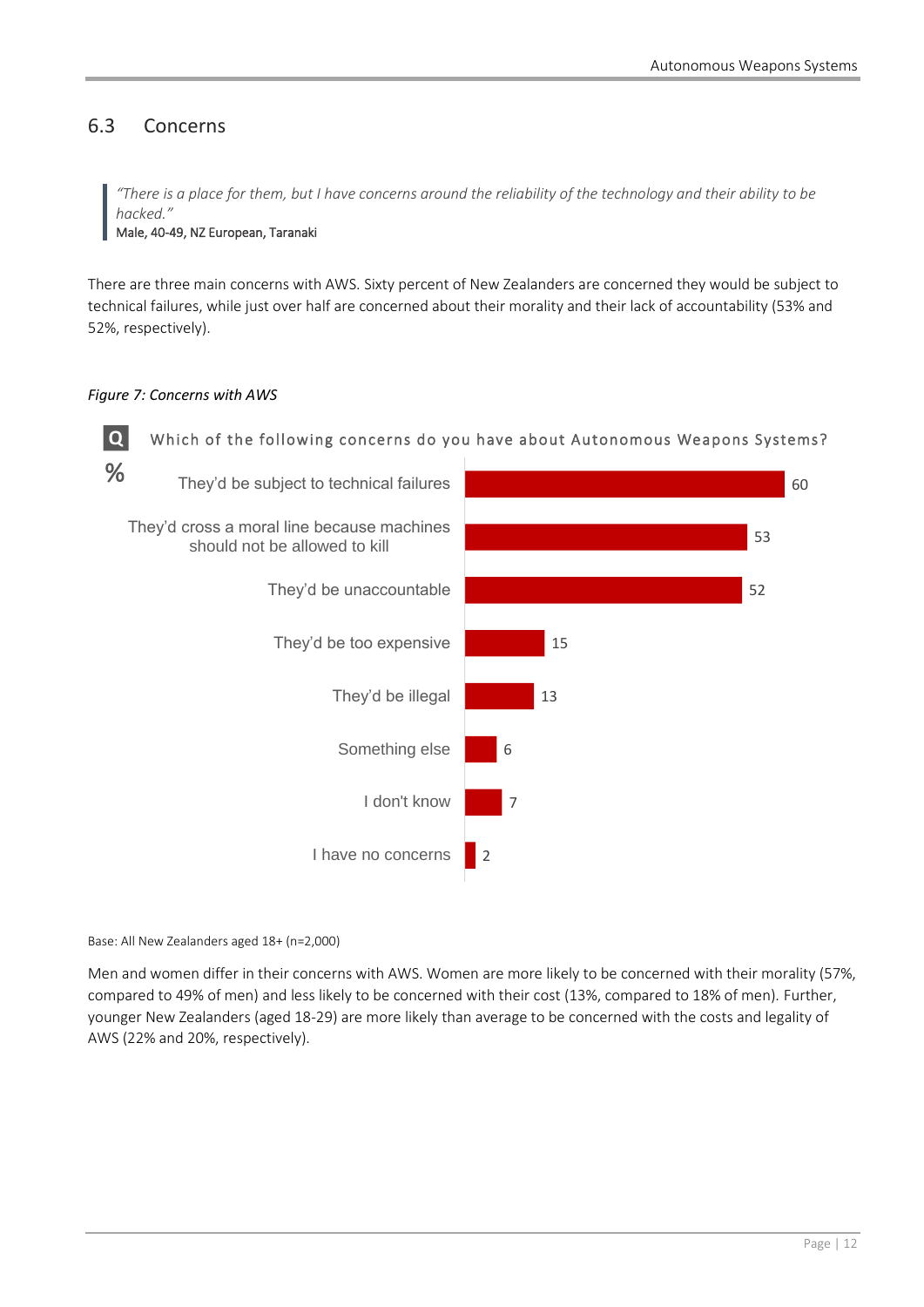## 6.3 Concerns

> *"There is a place for them, but I have concerns around the reliability of the technology and their ability to be hacked."*
> Male, 40-49, NZ European, Taranaki

There are three main concerns with AWS. Sixty percent of New Zealanders are concerned they would be subject to technical failures, while just over half are concerned about their morality and their lack of accountability (53% and 52%, respectively).

*Figure 7: Concerns with AWS*

**Q** Which of the following concerns do you have about Autonomous Weapons Systems?

| Concern | % |
|---|---|
| They'd be subject to technical failures | 60 |
| They'd cross a moral line because machines should not be allowed to kill | 53 |
| They'd be unaccountable | 52 |
| They'd be too expensive | 15 |
| They'd be illegal | 13 |
| Something else | 6 |
| I don't know | 7 |
| I have no concerns | 2 |

Base: All New Zealanders aged 18+ (n=2,000)

Men and women differ in their concerns with AWS. Women are more likely to be concerned with their morality (57%, compared to 49% of men) and less likely to be concerned with their cost (13%, compared to 18% of men). Further, younger New Zealanders (aged 18-29) are more likely than average to be concerned with the costs and legality of AWS (22% and 20%, respectively).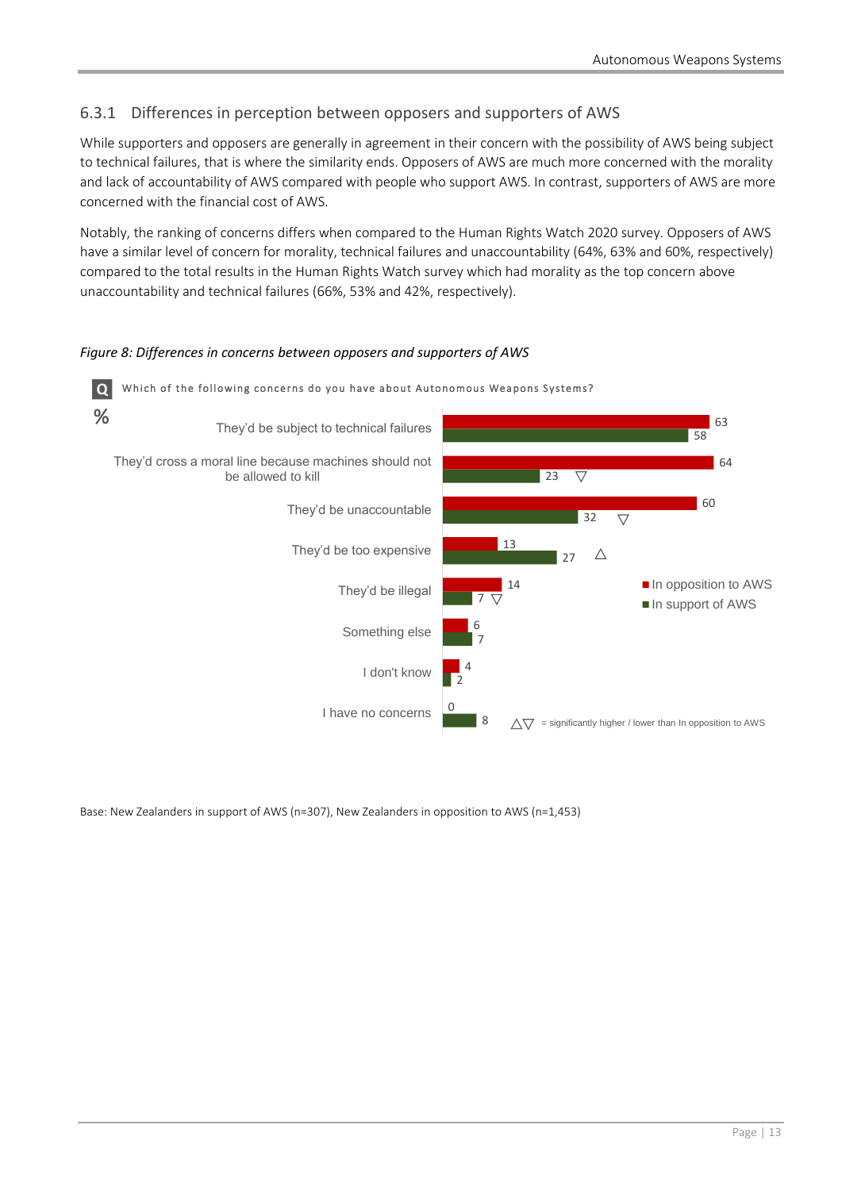### 6.3.1 Differences in perception between opposers and supporters of AWS

While supporters and opposers are generally in agreement in their concern with the possibility of AWS being subject to technical failures, that is where the similarity ends. Opposers of AWS are much more concerned with the morality and lack of accountability of AWS compared with people who support AWS. In contrast, supporters of AWS are more concerned with the financial cost of AWS.

Notably, the ranking of concerns differs when compared to the Human Rights Watch 2020 survey. Opposers of AWS have a similar level of concern for morality, technical failures and unaccountability (64%, 63% and 60%, respectively) compared to the total results in the Human Rights Watch survey which had morality as the top concern above unaccountability and technical failures (66%, 53% and 42%, respectively).

*Figure 8: Differences in concerns between opposers and supporters of AWS*

**Q** Which of the following concerns do you have about Autonomous Weapons Systems?

| % | In opposition to AWS | In support of AWS |
|---|---|---|
| They'd be subject to technical failures | 63 | 58 |
| They'd cross a moral line because machines should not be allowed to kill | 64 | 23 ▽ |
| They'd be unaccountable | 60 | 32 ▽ |
| They'd be too expensive | 13 | 27 △ |
| They'd be illegal | 14 | 7 ▽ |
| Something else | 6 | 7 |
| I don't know | 4 | 2 |
| I have no concerns | 0 | 8 |

△▽ = significantly higher / lower than In opposition to AWS

Base: New Zealanders in support of AWS (n=307), New Zealanders in opposition to AWS (n=1,453)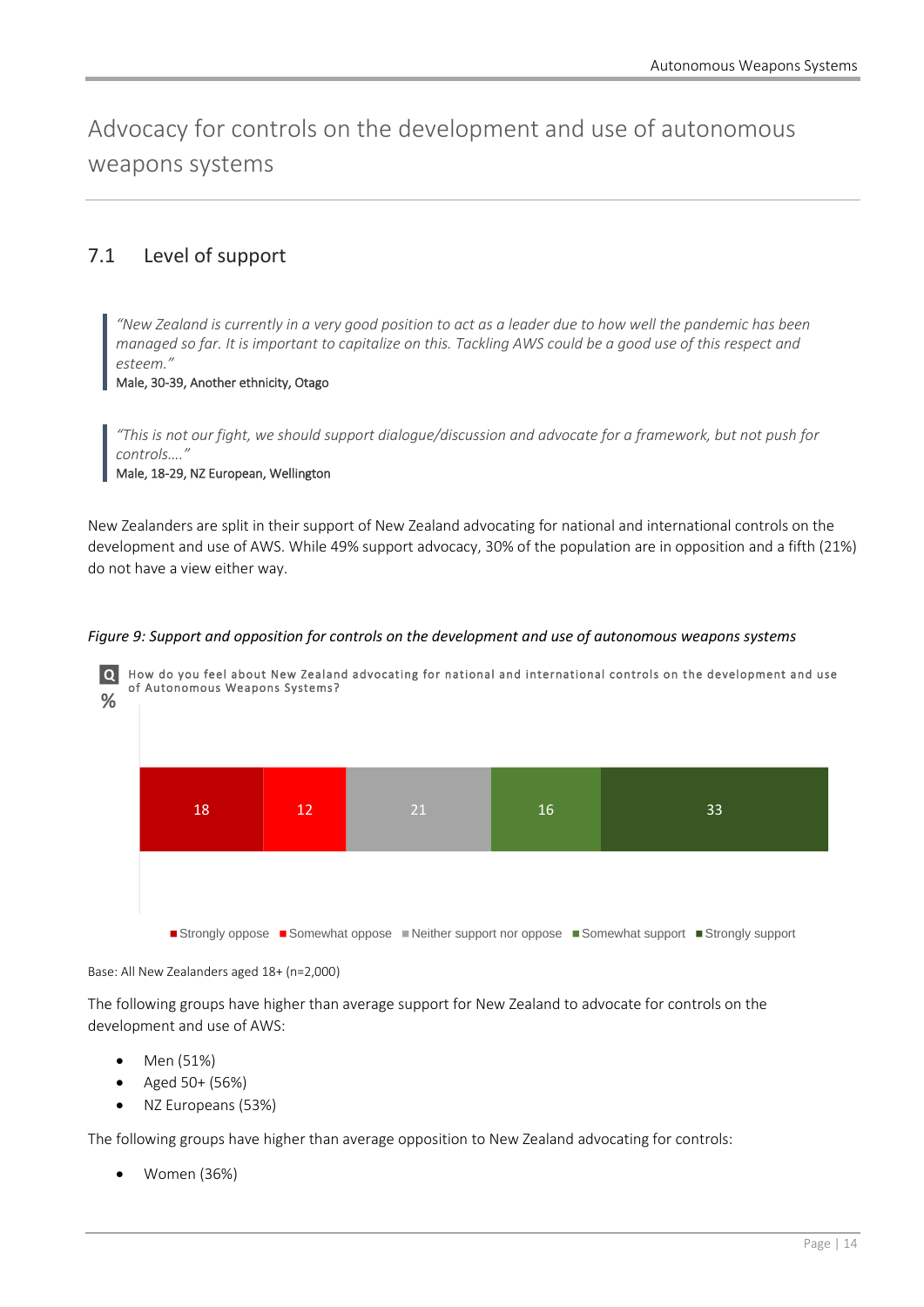# Advocacy for controls on the development and use of autonomous weapons systems

## 7.1 Level of support

> *"New Zealand is currently in a very good position to act as a leader due to how well the pandemic has been managed so far. It is important to capitalize on this. Tackling AWS could be a good use of this respect and esteem."*
> Male, 30-39, Another ethnicity, Otago

> *"This is not our fight, we should support dialogue/discussion and advocate for a framework, but not push for controls…."*
> Male, 18-29, NZ European, Wellington

New Zealanders are split in their support of New Zealand advocating for national and international controls on the development and use of AWS. While 49% support advocacy, 30% of the population are in opposition and a fifth (21%) do not have a view either way.

*Figure 9: Support and opposition for controls on the development and use of autonomous weapons systems*

Q How do you feel about New Zealand advocating for national and international controls on the development and use of Autonomous Weapons Systems?

%

| Strongly oppose | Somewhat oppose | Neither support nor oppose | Somewhat support | Strongly support |
|---|---|---|---|---|
| 18 | 12 | 21 | 16 | 33 |

Base: All New Zealanders aged 18+ (n=2,000)

The following groups have higher than average support for New Zealand to advocate for controls on the development and use of AWS:

- Men (51%)
- Aged 50+ (56%)
- NZ Europeans (53%)

The following groups have higher than average opposition to New Zealand advocating for controls:

- Women (36%)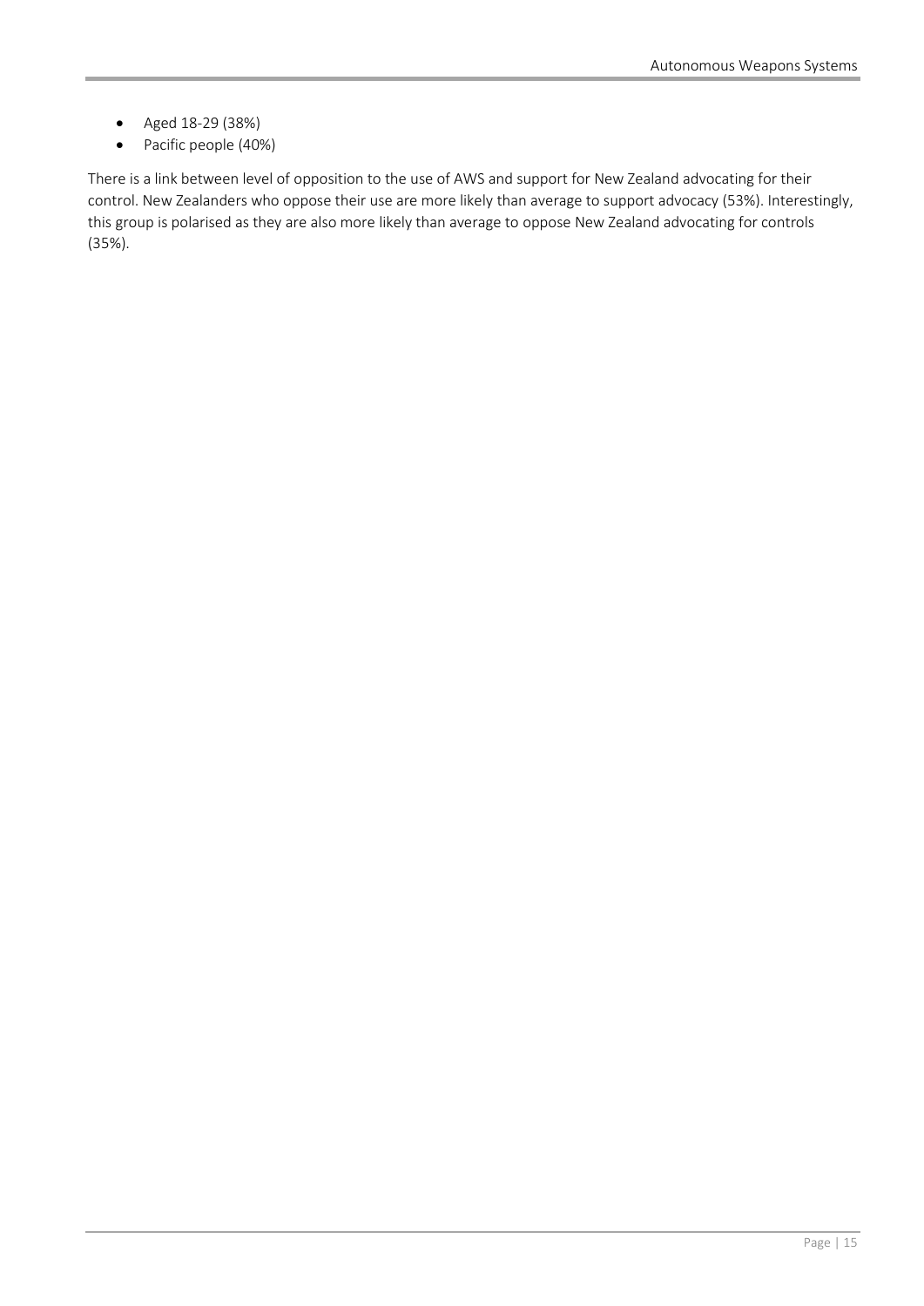- Aged 18-29 (38%)
- Pacific people (40%)

There is a link between level of opposition to the use of AWS and support for New Zealand advocating for their control. New Zealanders who oppose their use are more likely than average to support advocacy (53%). Interestingly, this group is polarised as they are also more likely than average to oppose New Zealand advocating for controls (35%).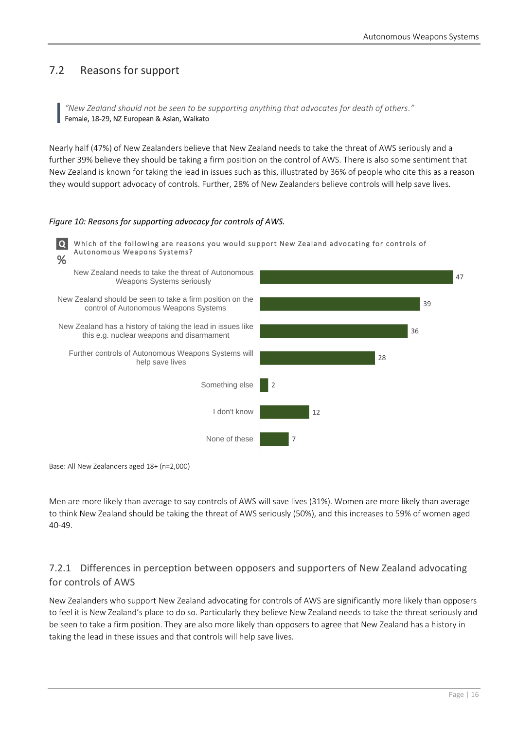## 7.2 Reasons for support

> *"New Zealand should not be seen to be supporting anything that advocates for death of others."*
> Female, 18-29, NZ European & Asian, Waikato

Nearly half (47%) of New Zealanders believe that New Zealand needs to take the threat of AWS seriously and a further 39% believe they should be taking a firm position on the control of AWS. There is also some sentiment that New Zealand is known for taking the lead in issues such as this, illustrated by 36% of people who cite this as a reason they would support advocacy of controls. Further, 28% of New Zealanders believe controls will help save lives.

*Figure 10: Reasons for supporting advocacy for controls of AWS.*

**Q** Which of the following are reasons you would support New Zealand advocating for controls of Autonomous Weapons Systems?

| Reason | % |
|---|---|
| New Zealand needs to take the threat of Autonomous Weapons Systems seriously | 47 |
| New Zealand should be seen to take a firm position on the control of Autonomous Weapons Systems | 39 |
| New Zealand has a history of taking the lead in issues like this e.g. nuclear weapons and disarmament | 36 |
| Further controls of Autonomous Weapons Systems will help save lives | 28 |
| Something else | 2 |
| I don't know | 12 |
| None of these | 7 |

Base: All New Zealanders aged 18+ (n=2,000)

Men are more likely than average to say controls of AWS will save lives (31%). Women are more likely than average to think New Zealand should be taking the threat of AWS seriously (50%), and this increases to 59% of women aged 40-49.

### 7.2.1 Differences in perception between opposers and supporters of New Zealand advocating for controls of AWS

New Zealanders who support New Zealand advocating for controls of AWS are significantly more likely than opposers to feel it is New Zealand's place to do so. Particularly they believe New Zealand needs to take the threat seriously and be seen to take a firm position. They are also more likely than opposers to agree that New Zealand has a history in taking the lead in these issues and that controls will help save lives.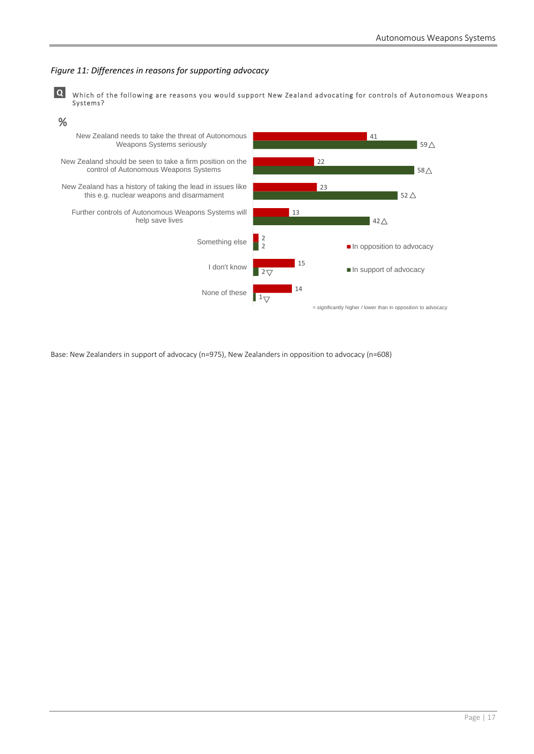*Figure 11: Differences in reasons for supporting advocacy*

**Q** Which of the following are reasons you would support New Zealand advocating for controls of Autonomous Weapons Systems?

%

| | In opposition to advocacy | In support of advocacy |
|---|---|---|
| New Zealand needs to take the threat of Autonomous Weapons Systems seriously | 41 | 59△ |
| New Zealand should be seen to take a firm position on the control of Autonomous Weapons Systems | 22 | 58△ |
| New Zealand has a history of taking the lead in issues like this e.g. nuclear weapons and disarmament | 23 | 52△ |
| Further controls of Autonomous Weapons Systems will help save lives | 13 | 42△ |
| Something else | 2 | 2 |
| I don't know | 15 | 2▽ |
| None of these | 14 | 1▽ |

△▽ = significantly higher / lower than in opposition to advocacy

Base: New Zealanders in support of advocacy (n=975), New Zealanders in opposition to advocacy (n=608)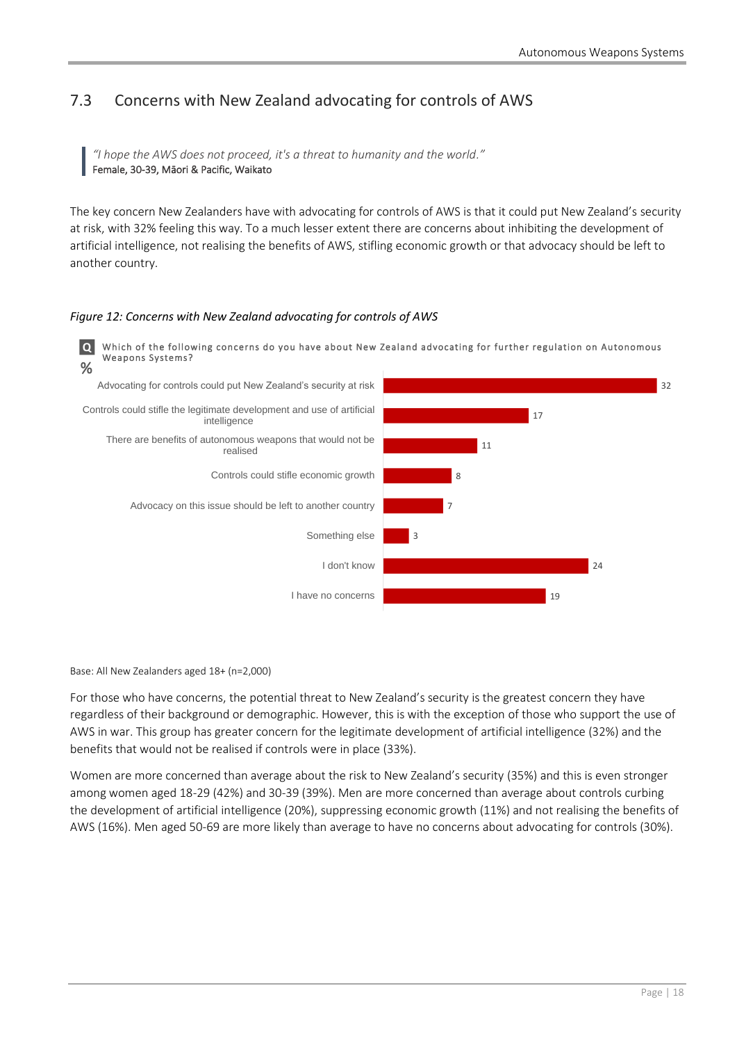## 7.3 Concerns with New Zealand advocating for controls of AWS

> *"I hope the AWS does not proceed, it's a threat to humanity and the world."*
> Female, 30-39, Māori & Pacific, Waikato

The key concern New Zealanders have with advocating for controls of AWS is that it could put New Zealand's security at risk, with 32% feeling this way. To a much lesser extent there are concerns about inhibiting the development of artificial intelligence, not realising the benefits of AWS, stifling economic growth or that advocacy should be left to another country.

*Figure 12: Concerns with New Zealand advocating for controls of AWS*

Q: Which of the following concerns do you have about New Zealand advocating for further regulation on Autonomous Weapons Systems?

| Concern | % |
|---|---|
| Advocating for controls could put New Zealand's security at risk | 32 |
| Controls could stifle the legitimate development and use of artificial intelligence | 17 |
| There are benefits of autonomous weapons that would not be realised | 11 |
| Controls could stifle economic growth | 8 |
| Advocacy on this issue should be left to another country | 7 |
| Something else | 3 |
| I don't know | 24 |
| I have no concerns | 19 |

Base: All New Zealanders aged 18+ (n=2,000)

For those who have concerns, the potential threat to New Zealand's security is the greatest concern they have regardless of their background or demographic. However, this is with the exception of those who support the use of AWS in war. This group has greater concern for the legitimate development of artificial intelligence (32%) and the benefits that would not be realised if controls were in place (33%).

Women are more concerned than average about the risk to New Zealand's security (35%) and this is even stronger among women aged 18-29 (42%) and 30-39 (39%). Men are more concerned than average about controls curbing the development of artificial intelligence (20%), suppressing economic growth (11%) and not realising the benefits of AWS (16%). Men aged 50-69 are more likely than average to have no concerns about advocating for controls (30%).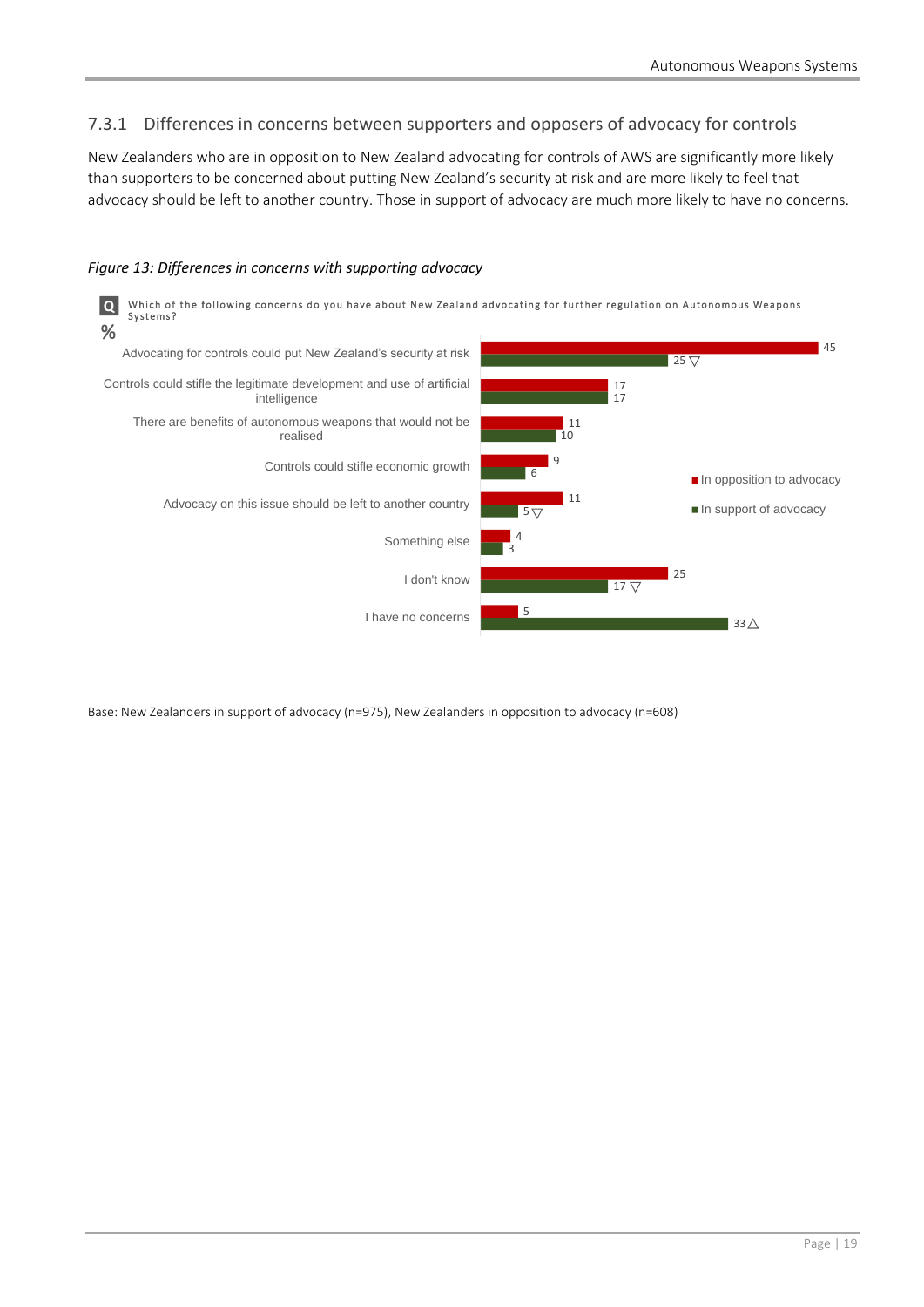### 7.3.1 Differences in concerns between supporters and opposers of advocacy for controls

New Zealanders who are in opposition to New Zealand advocating for controls of AWS are significantly more likely than supporters to be concerned about putting New Zealand's security at risk and are more likely to feel that advocacy should be left to another country. Those in support of advocacy are much more likely to have no concerns.

*Figure 13: Differences in concerns with supporting advocacy*

Q Which of the following concerns do you have about New Zealand advocating for further regulation on Autonomous Weapons Systems?

%

Advocating for controls could put New Zealand's security at risk
45
25 ▽

Controls could stifle the legitimate development and use of artificial intelligence
17
17

There are benefits of autonomous weapons that would not be realised
11
10

Controls could stifle economic growth
9
6

Advocacy on this issue should be left to another country
11
5 ▽

Something else
4
3

I don't know
25
17 ▽

I have no concerns
5
33 △

In opposition to advocacy
In support of advocacy

Base: New Zealanders in support of advocacy (n=975), New Zealanders in opposition to advocacy (n=608)